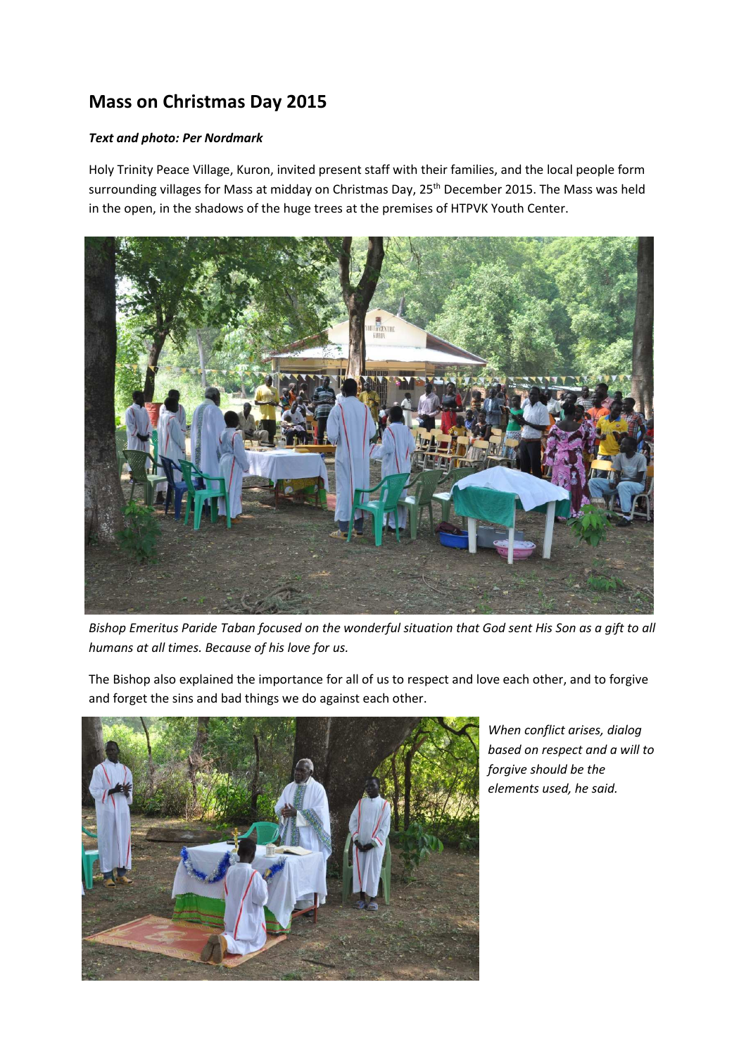# Mass on Christmas Day 2015

***Text and photo: Per Nordmark***

Holy Trinity Peace Village, Kuron, invited present staff with their families, and the local people form surrounding villages for Mass at midday on Christmas Day, 25th December 2015. The Mass was held in the open, in the shadows of the huge trees at the premises of HTPVK Youth Center.

*Bishop Emeritus Paride Taban focused on the wonderful situation that God sent His Son as a gift to all humans at all times. Because of his love for us.*

The Bishop also explained the importance for all of us to respect and love each other, and to forgive and forget the sins and bad things we do against each other.

*When conflict arises, dialog based on respect and a will to forgive should be the elements used, he said.*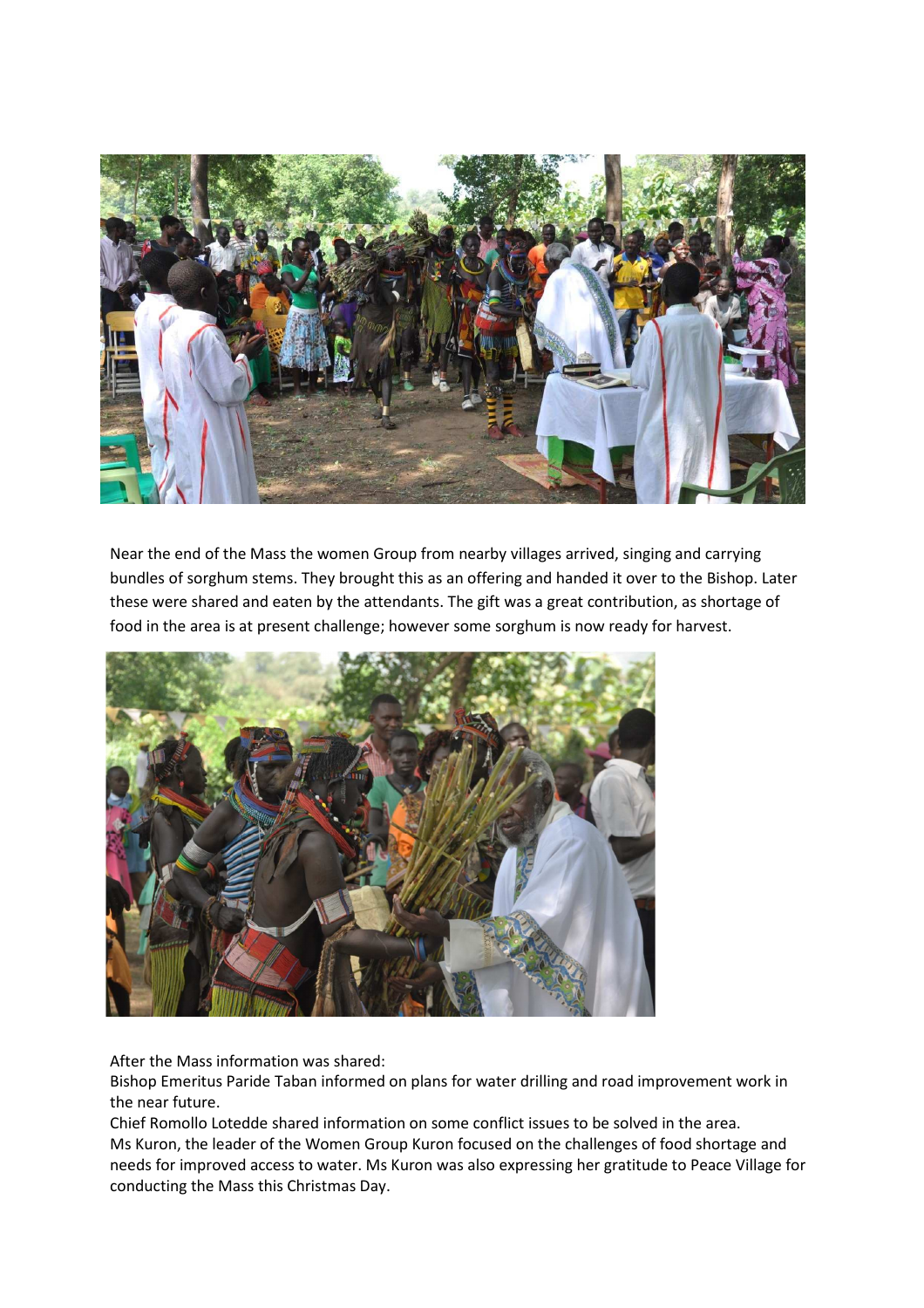Near the end of the Mass the women Group from nearby villages arrived, singing and carrying bundles of sorghum stems. They brought this as an offering and handed it over to the Bishop. Later these were shared and eaten by the attendants. The gift was a great contribution, as shortage of food in the area is at present challenge; however some sorghum is now ready for harvest.

After the Mass information was shared:

Bishop Emeritus Paride Taban informed on plans for water drilling and road improvement work in the near future.

Chief Romollo Lotedde shared information on some conflict issues to be solved in the area.

Ms Kuron, the leader of the Women Group Kuron focused on the challenges of food shortage and needs for improved access to water. Ms Kuron was also expressing her gratitude to Peace Village for conducting the Mass this Christmas Day.